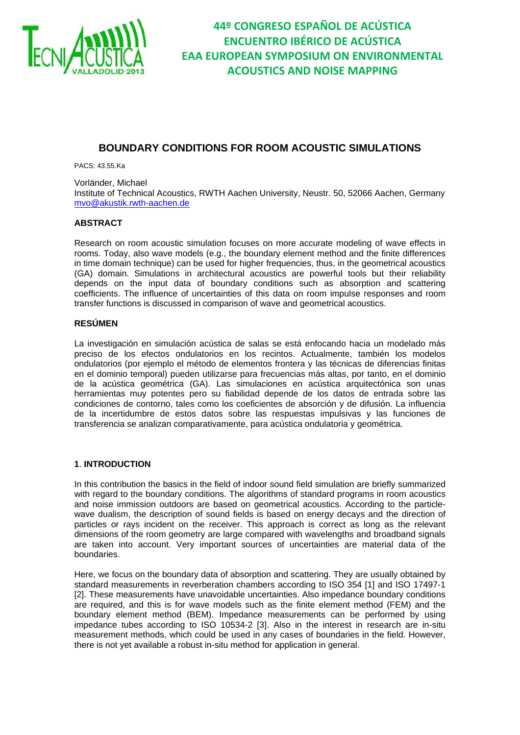# BOUNDARY CONDITIONS FOR ROOM ACOUSTIC SIMULATIONS

PACS: 43.55.Ka

Vorländer, Michael
Institute of Technical Acoustics, RWTH Aachen University, Neustr. 50, 52066 Aachen, Germany
mvo@akustik.rwth-aachen.de

## ABSTRACT

Research on room acoustic simulation focuses on more accurate modeling of wave effects in rooms. Today, also wave models (e.g., the boundary element method and the finite differences in time domain technique) can be used for higher frequencies, thus, in the geometrical acoustics (GA) domain. Simulations in architectural acoustics are powerful tools but their reliability depends on the input data of boundary conditions such as absorption and scattering coefficients. The influence of uncertainties of this data on room impulse responses and room transfer functions is discussed in comparison of wave and geometrical acoustics.

## RESÚMEN

La investigación en simulación acústica de salas se está enfocando hacia un modelado más preciso de los efectos ondulatorios en los recintos. Actualmente, también los modelos ondulatorios (por ejemplo el método de elementos frontera y las técnicas de diferencias finitas en el dominio temporal) pueden utilizarse para frecuencias más altas, por tanto, en el dominio de la acústica geométrica (GA). Las simulaciones en acústica arquitectónica son unas herramientas muy potentes pero su fiabilidad depende de los datos de entrada sobre las condiciones de contorno, tales como los coeficientes de absorción y de difusión. La influencia de la incertidumbre de estos datos sobre las respuestas impulsivas y las funciones de transferencia se analizan comparativamente, para acústica ondulatoria y geométrica.

## 1. INTRODUCTION

In this contribution the basics in the field of indoor sound field simulation are briefly summarized with regard to the boundary conditions. The algorithms of standard programs in room acoustics and noise immission outdoors are based on geometrical acoustics. According to the particle-wave dualism, the description of sound fields is based on energy decays and the direction of particles or rays incident on the receiver. This approach is correct as long as the relevant dimensions of the room geometry are large compared with wavelengths and broadband signals are taken into account. Very important sources of uncertainties are material data of the boundaries.

Here, we focus on the boundary data of absorption and scattering. They are usually obtained by standard measurements in reverberation chambers according to ISO 354 [1] and ISO 17497-1 [2]. These measurements have unavoidable uncertainties. Also impedance boundary conditions are required, and this is for wave models such as the finite element method (FEM) and the boundary element method (BEM). Impedance measurements can be performed by using impedance tubes according to ISO 10534-2 [3]. Also in the interest in research are in-situ measurement methods, which could be used in any cases of boundaries in the field. However, there is not yet available a robust in-situ method for application in general.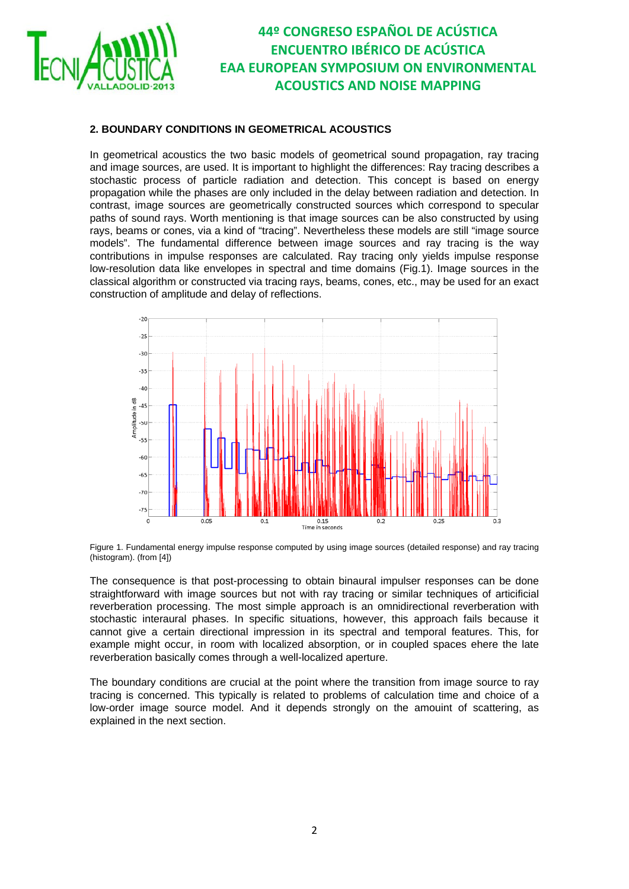## 2. BOUNDARY CONDITIONS IN GEOMETRICAL ACOUSTICS

In geometrical acoustics the two basic models of geometrical sound propagation, ray tracing and image sources, are used. It is important to highlight the differences: Ray tracing describes a stochastic process of particle radiation and detection. This concept is based on energy propagation while the phases are only included in the delay between radiation and detection. In contrast, image sources are geometrically constructed sources which correspond to specular paths of sound rays. Worth mentioning is that image sources can be also constructed by using rays, beams or cones, via a kind of "tracing". Nevertheless these models are still "image source models". The fundamental difference between image sources and ray tracing is the way contributions in impulse responses are calculated. Ray tracing only yields impulse response low-resolution data like envelopes in spectral and time domains (Fig.1). Image sources in the classical algorithm or constructed via tracing rays, beams, cones, etc., may be used for an exact construction of amplitude and delay of reflections.

Figure 1. Fundamental energy impulse response computed by using image sources (detailed response) and ray tracing (histogram). (from [4])

The consequence is that post-processing to obtain binaural impulser responses can be done straightforward with image sources but not with ray tracing or similar techniques of articificial reverberation processing. The most simple approach is an omnidirectional reverberation with stochastic interaural phases. In specific situations, however, this approach fails because it cannot give a certain directional impression in its spectral and temporal features. This, for example might occur, in room with localized absorption, or in coupled spaces ehere the late reverberation basically comes through a well-localized aperture.

The boundary conditions are crucial at the point where the transition from image source to ray tracing is concerned. This typically is related to problems of calculation time and choice of a low-order image source model. And it depends strongly on the amouint of scattering, as explained in the next section.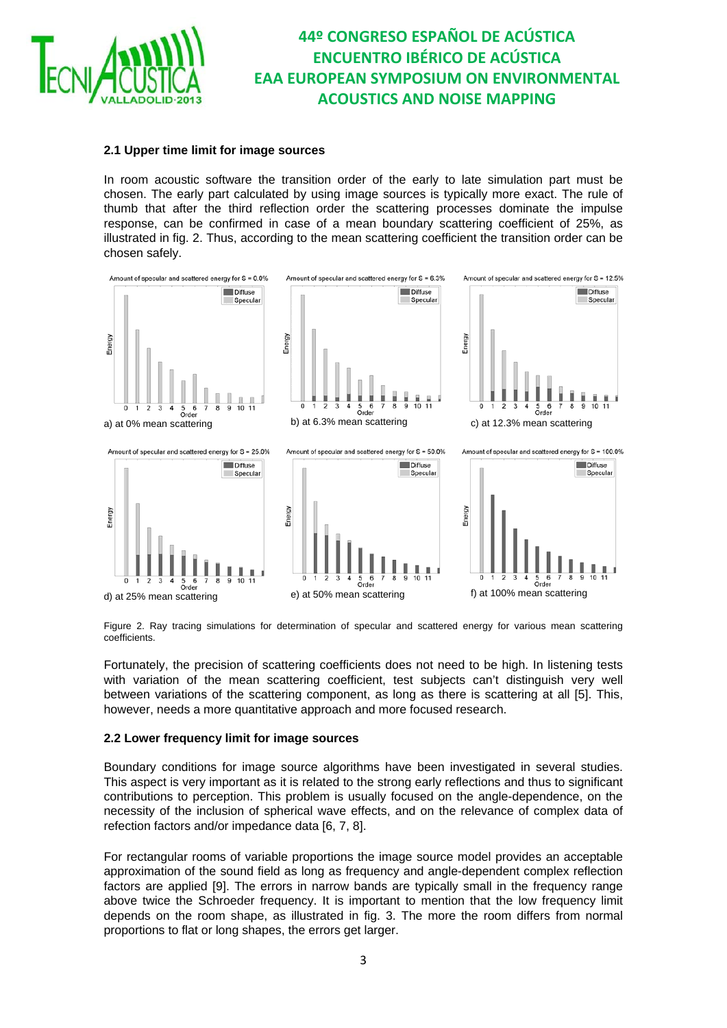### 2.1 Upper time limit for image sources

In room acoustic software the transition order of the early to late simulation part must be chosen. The early part calculated by using image sources is typically more exact. The rule of thumb that after the third reflection order the scattering processes dominate the impulse response, can be confirmed in case of a mean boundary scattering coefficient of 25%, as illustrated in fig. 2. Thus, according to the mean scattering coefficient the transition order can be chosen safely.

a) at 0% mean scattering

b) at 6.3% mean scattering

c) at 12.3% mean scattering

d) at 25% mean scattering

e) at 50% mean scattering

f) at 100% mean scattering

Figure 2. Ray tracing simulations for determination of specular and scattered energy for various mean scattering coefficients.

Fortunately, the precision of scattering coefficients does not need to be high. In listening tests with variation of the mean scattering coefficient, test subjects can't distinguish very well between variations of the scattering component, as long as there is scattering at all [5]. This, however, needs a more quantitative approach and more focused research.

### 2.2 Lower frequency limit for image sources

Boundary conditions for image source algorithms have been investigated in several studies. This aspect is very important as it is related to the strong early reflections and thus to significant contributions to perception. This problem is usually focused on the angle-dependence, on the necessity of the inclusion of spherical wave effects, and on the relevance of complex data of refection factors and/or impedance data [6, 7, 8].

For rectangular rooms of variable proportions the image source model provides an acceptable approximation of the sound field as long as frequency and angle-dependent complex reflection factors are applied [9]. The errors in narrow bands are typically small in the frequency range above twice the Schroeder frequency. It is important to mention that the low frequency limit depends on the room shape, as illustrated in fig. 3. The more the room differs from normal proportions to flat or long shapes, the errors get larger.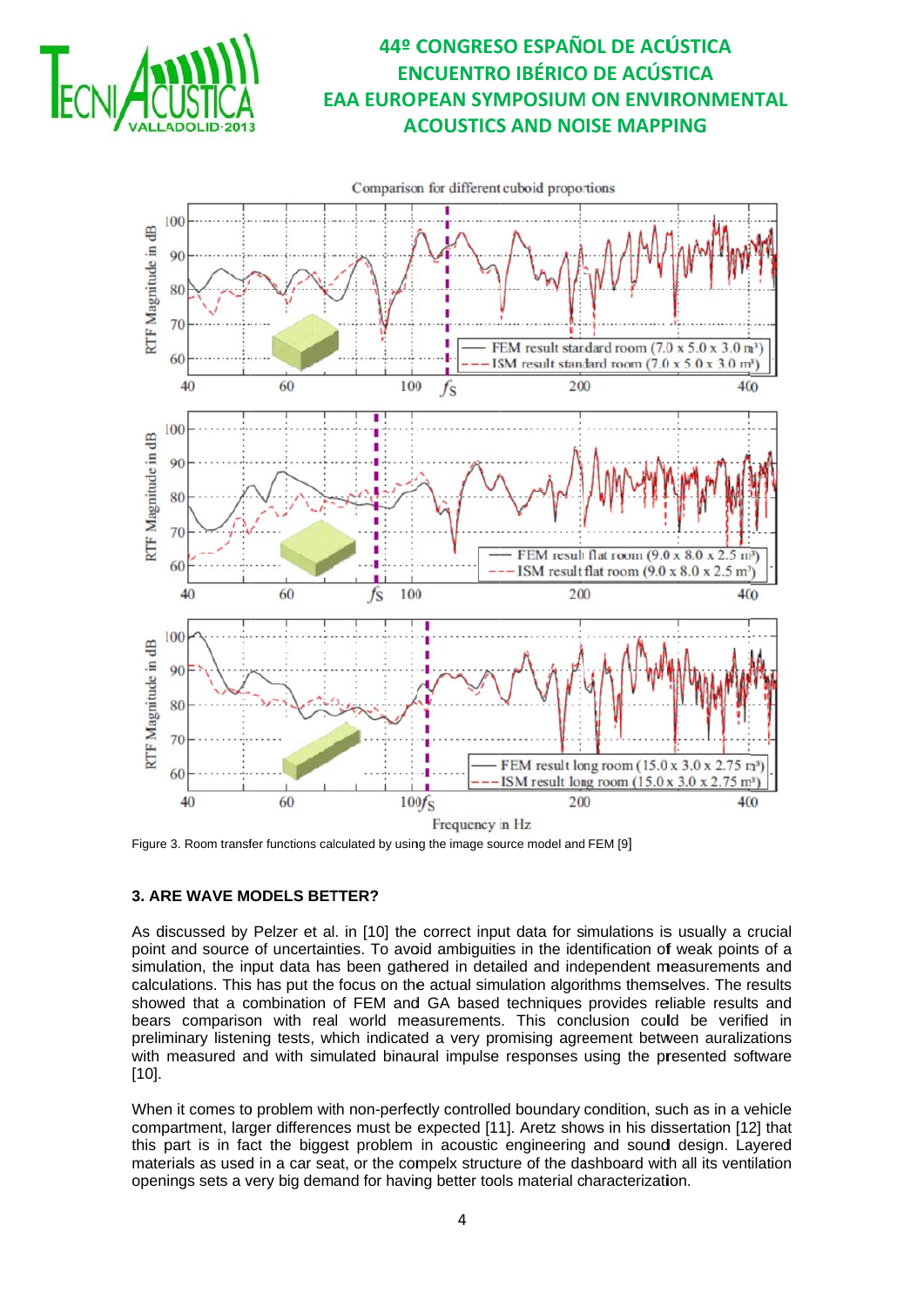Figure 3. Room transfer functions calculated by using the image source model and FEM [9]

### 3. ARE WAVE MODELS BETTER?

As discussed by Pelzer et al. in [10] the correct input data for simulations is usually a crucial point and source of uncertainties. To avoid ambiguities in the identification of weak points of a simulation, the input data has been gathered in detailed and independent measurements and calculations. This has put the focus on the actual simulation algorithms themselves. The results showed that a combination of FEM and GA based techniques provides reliable results and bears comparison with real world measurements. This conclusion could be verified in preliminary listening tests, which indicated a very promising agreement between auralizations with measured and with simulated binaural impulse responses using the presented software [10].

When it comes to problem with non-perfectly controlled boundary condition, such as in a vehicle compartment, larger differences must be expected [11]. Aretz shows in his dissertation [12] that this part is in fact the biggest problem in acoustic engineering and sound design. Layered materials as used in a car seat, or the compelx structure of the dashboard with all its ventilation openings sets a very big demand for having better tools material characterization.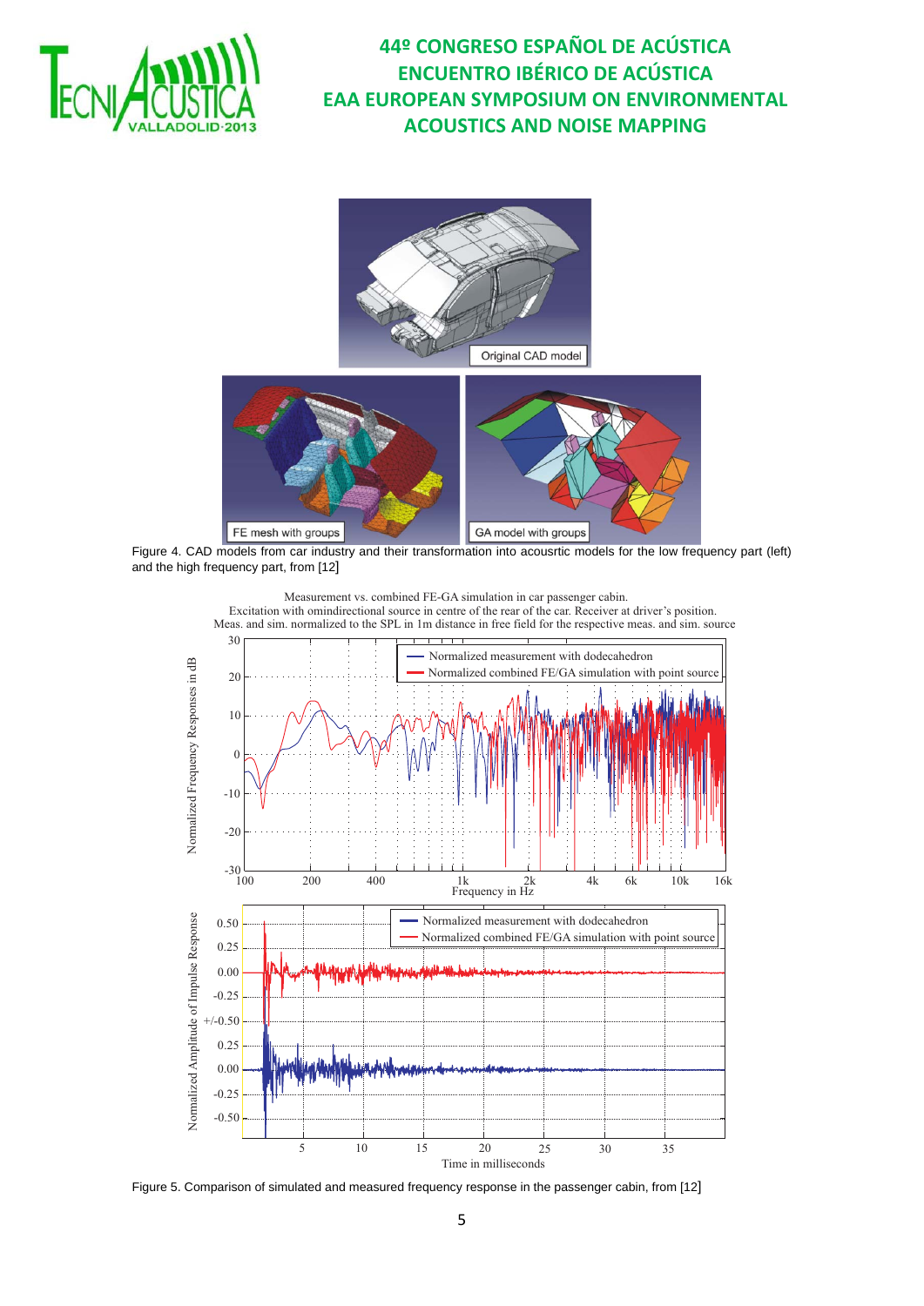Figure 4. CAD models from car industry and their transformation into acousrtic models for the low frequency part (left) and the high frequency part, from [12]

Figure 5. Comparison of simulated and measured frequency response in the passenger cabin, from [12]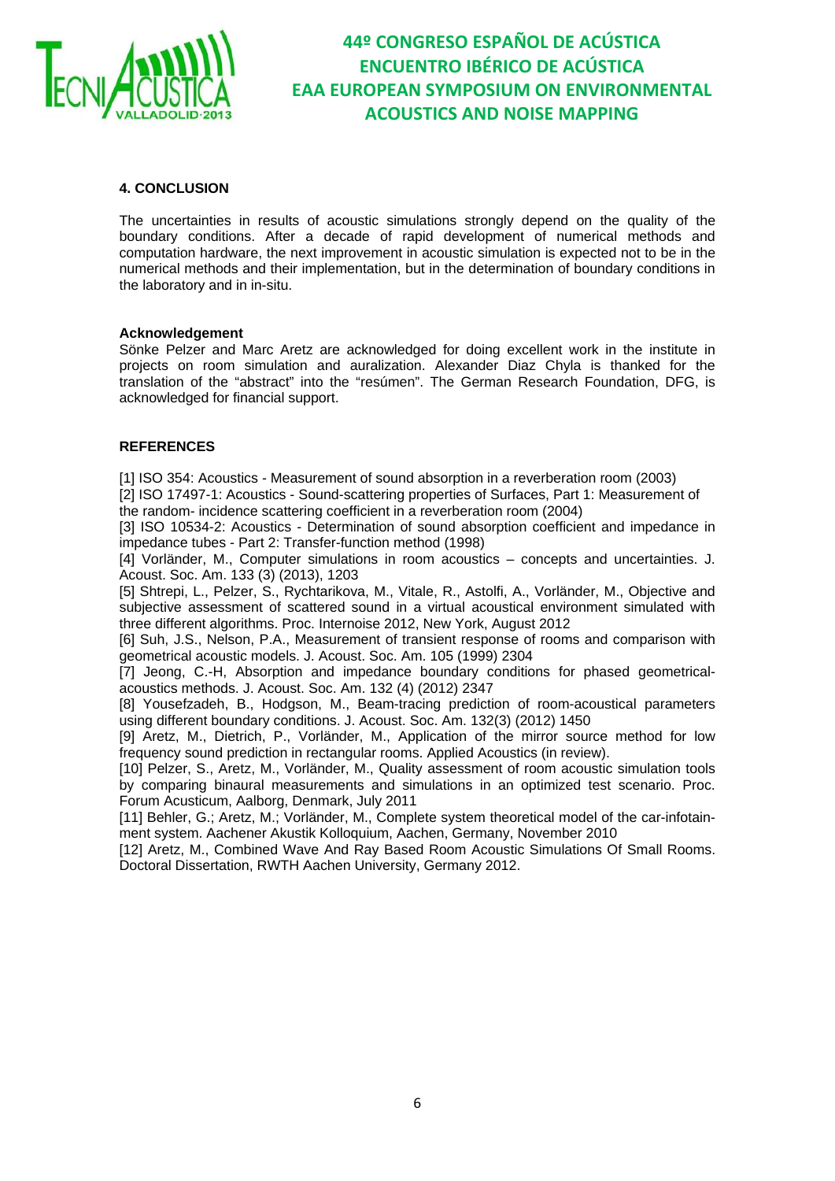## 4. CONCLUSION

The uncertainties in results of acoustic simulations strongly depend on the quality of the boundary conditions. After a decade of rapid development of numerical methods and computation hardware, the next improvement in acoustic simulation is expected not to be in the numerical methods and their implementation, but in the determination of boundary conditions in the laboratory and in in-situ.

### Acknowledgement

Sönke Pelzer and Marc Aretz are acknowledged for doing excellent work in the institute in projects on room simulation and auralization. Alexander Diaz Chyla is thanked for the translation of the "abstract" into the "resúmen". The German Research Foundation, DFG, is acknowledged for financial support.

## REFERENCES

[1] ISO 354: Acoustics - Measurement of sound absorption in a reverberation room (2003)

[2] ISO 17497-1: Acoustics - Sound-scattering properties of Surfaces, Part 1: Measurement of the random- incidence scattering coefficient in a reverberation room (2004)

[3] ISO 10534-2: Acoustics - Determination of sound absorption coefficient and impedance in impedance tubes - Part 2: Transfer-function method (1998)

[4] Vorländer, M., Computer simulations in room acoustics – concepts and uncertainties. J. Acoust. Soc. Am. 133 (3) (2013), 1203

[5] Shtrepi, L., Pelzer, S., Rychtarikova, M., Vitale, R., Astolfi, A., Vorländer, M., Objective and subjective assessment of scattered sound in a virtual acoustical environment simulated with three different algorithms. Proc. Internoise 2012, New York, August 2012

[6] Suh, J.S., Nelson, P.A., Measurement of transient response of rooms and comparison with geometrical acoustic models. J. Acoust. Soc. Am. 105 (1999) 2304

[7] Jeong, C.-H, Absorption and impedance boundary conditions for phased geometrical-acoustics methods. J. Acoust. Soc. Am. 132 (4) (2012) 2347

[8] Yousefzadeh, B., Hodgson, M., Beam-tracing prediction of room-acoustical parameters using different boundary conditions. J. Acoust. Soc. Am. 132(3) (2012) 1450

[9] Aretz, M., Dietrich, P., Vorländer, M., Application of the mirror source method for low frequency sound prediction in rectangular rooms. Applied Acoustics (in review).

[10] Pelzer, S., Aretz, M., Vorländer, M., Quality assessment of room acoustic simulation tools by comparing binaural measurements and simulations in an optimized test scenario. Proc. Forum Acusticum, Aalborg, Denmark, July 2011

[11] Behler, G.; Aretz, M.; Vorländer, M., Complete system theoretical model of the car-infotainment system. Aachener Akustik Kolloquium, Aachen, Germany, November 2010

[12] Aretz, M., Combined Wave And Ray Based Room Acoustic Simulations Of Small Rooms. Doctoral Dissertation, RWTH Aachen University, Germany 2012.